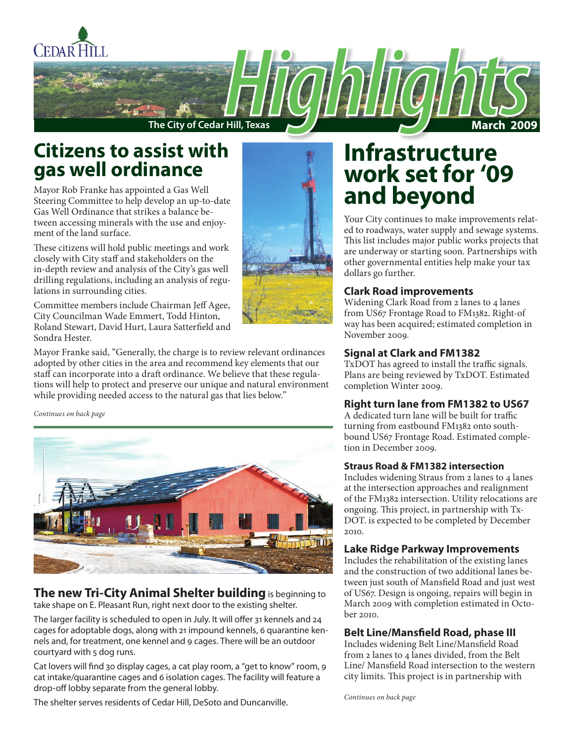# Highlights

The City of Cedar Hill, Texas

March 2009

## Citizens to assist with gas well ordinance

Mayor Rob Franke has appointed a Gas Well Steering Committee to help develop an up-to-date Gas Well Ordinance that strikes a balance between accessing minerals with the use and enjoyment of the land surface.

These citizens will hold public meetings and work closely with City staff and stakeholders on the in-depth review and analysis of the City's gas well drilling regulations, including an analysis of regulations in surrounding cities.

Committee members include Chairman Jeff Agee, City Councilman Wade Emmert, Todd Hinton, Roland Stewart, David Hurt, Laura Satterfield and Sondra Hester.

Mayor Franke said, "Generally, the charge is to review relevant ordinances adopted by other cities in the area and recommend key elements that our staff can incorporate into a draft ordinance. We believe that these regulations will help to protect and preserve our unique and natural environment while providing needed access to the natural gas that lies below."

*Continues on back page*

**The new Tri-City Animal Shelter building** is beginning to take shape on E. Pleasant Run, right next door to the existing shelter.

The larger facility is scheduled to open in July. It will offer 31 kennels and 24 cages for adoptable dogs, along with 21 impound kennels, 6 quarantine kennels and, for treatment, one kennel and 9 cages. There will be an outdoor courtyard with 5 dog runs.

Cat lovers will find 30 display cages, a cat play room, a "get to know" room, 9 cat intake/quarantine cages and 6 isolation cages. The facility will feature a drop-off lobby separate from the general lobby.

The shelter serves residents of Cedar Hill, DeSoto and Duncanville.

## Infrastructure work set for '09 and beyond

Your City continues to make improvements related to roadways, water supply and sewage systems. This list includes major public works projects that are underway or starting soon. Partnerships with other governmental entities help make your tax dollars go further.

### Clark Road improvements

Widening Clark Road from 2 lanes to 4 lanes from US67 Frontage Road to FM1382. Right-of way has been acquired; estimated completion in November 2009.

### Signal at Clark and FM1382

TxDOT has agreed to install the traffic signals. Plans are being reviewed by TxDOT. Estimated completion Winter 2009.

### Right turn lane from FM1382 to US67

A dedicated turn lane will be built for traffic turning from eastbound FM1382 onto southbound US67 Frontage Road. Estimated completion in December 2009.

### Straus Road & FM1382 intersection

Includes widening Straus from 2 lanes to 4 lanes at the intersection approaches and realignment of the FM1382 intersection. Utility relocations are ongoing. This project, in partnership with TxDOT. is expected to be completed by December 2010.

### Lake Ridge Parkway Improvements

Includes the rehabilitation of the existing lanes and the construction of two additional lanes between just south of Mansfield Road and just west of US67. Design is ongoing, repairs will begin in March 2009 with completion estimated in October 2010.

### Belt Line/Mansfield Road, phase III

Includes widening Belt Line/Mansfield Road from 2 lanes to 4 lanes divided, from the Belt Line/ Mansfield Road intersection to the western city limits. This project is in partnership with

*Continues on back page*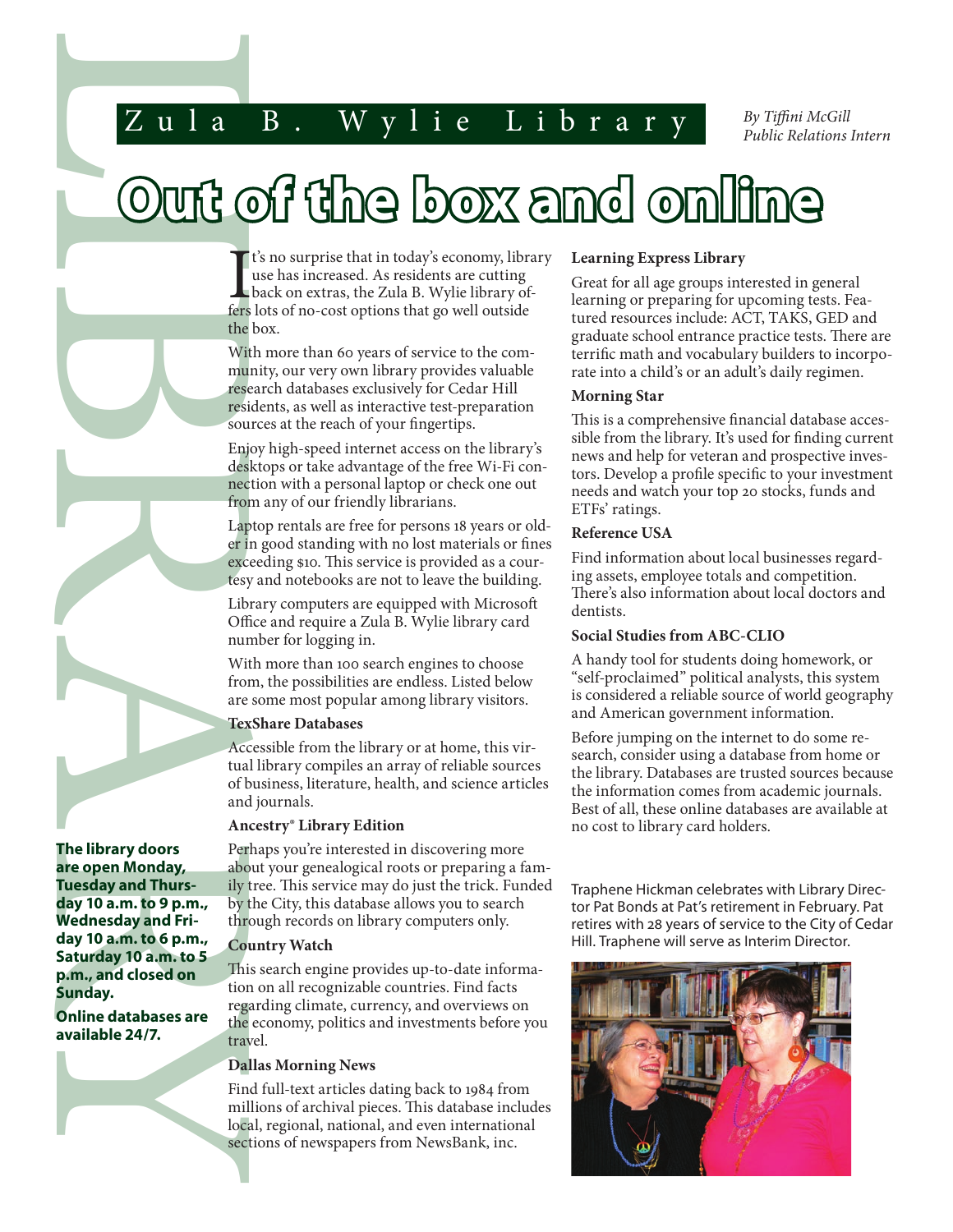# Zula B. Wylie Library

*By Tiffini McGill*
*Public Relations Intern*

## Out of the box and online

It's no surprise that in today's economy, library use has increased. As residents are cutting back on extras, the Zula B. Wylie library offers lots of no-cost options that go well outside the box.

With more than 60 years of service to the community, our very own library provides valuable research databases exclusively for Cedar Hill residents, as well as interactive test-preparation sources at the reach of your fingertips.

Enjoy high-speed internet access on the library's desktops or take advantage of the free Wi-Fi connection with a personal laptop or check one out from any of our friendly librarians.

Laptop rentals are free for persons 18 years or older in good standing with no lost materials or fines exceeding $10. This service is provided as a courtesy and notebooks are not to leave the building.

Library computers are equipped with Microsoft Office and require a Zula B. Wylie library card number for logging in.

With more than 100 search engines to choose from, the possibilities are endless. Listed below are some most popular among library visitors.

**TexShare Databases**

Accessible from the library or at home, this virtual library compiles an array of reliable sources of business, literature, health, and science articles and journals.

**Ancestry® Library Edition**

Perhaps you're interested in discovering more about your genealogical roots or preparing a family tree. This service may do just the trick. Funded by the City, this database allows you to search through records on library computers only.

**Country Watch**

This search engine provides up-to-date information on all recognizable countries. Find facts regarding climate, currency, and overviews on the economy, politics and investments before you travel.

**Dallas Morning News**

Find full-text articles dating back to 1984 from millions of archival pieces. This database includes local, regional, national, and even international sections of newspapers from NewsBank, inc.

**Learning Express Library**

Great for all age groups interested in general learning or preparing for upcoming tests. Featured resources include: ACT, TAKS, GED and graduate school entrance practice tests. There are terrific math and vocabulary builders to incorporate into a child's or an adult's daily regimen.

**Morning Star**

This is a comprehensive financial database accessible from the library. It's used for finding current news and help for veteran and prospective investors. Develop a profile specific to your investment needs and watch your top 20 stocks, funds and ETFs' ratings.

**Reference USA**

Find information about local businesses regarding assets, employee totals and competition. There's also information about local doctors and dentists.

**Social Studies from ABC-CLIO**

A handy tool for students doing homework, or "self-proclaimed" political analysts, this system is considered a reliable source of world geography and American government information.

Before jumping on the internet to do some research, consider using a database from home or the library. Databases are trusted sources because the information comes from academic journals. Best of all, these online databases are available at no cost to library card holders.

**The library doors are open Monday, Tuesday and Thursday 10 a.m. to 9 p.m., Wednesday and Friday 10 a.m. to 6 p.m., Saturday 10 a.m. to 5 p.m., and closed on Sunday.**

**Online databases are available 24/7.**

Traphene Hickman celebrates with Library Director Pat Bonds at Pat's retirement in February. Pat retires with 28 years of service to the City of Cedar Hill. Traphene will serve as Interim Director.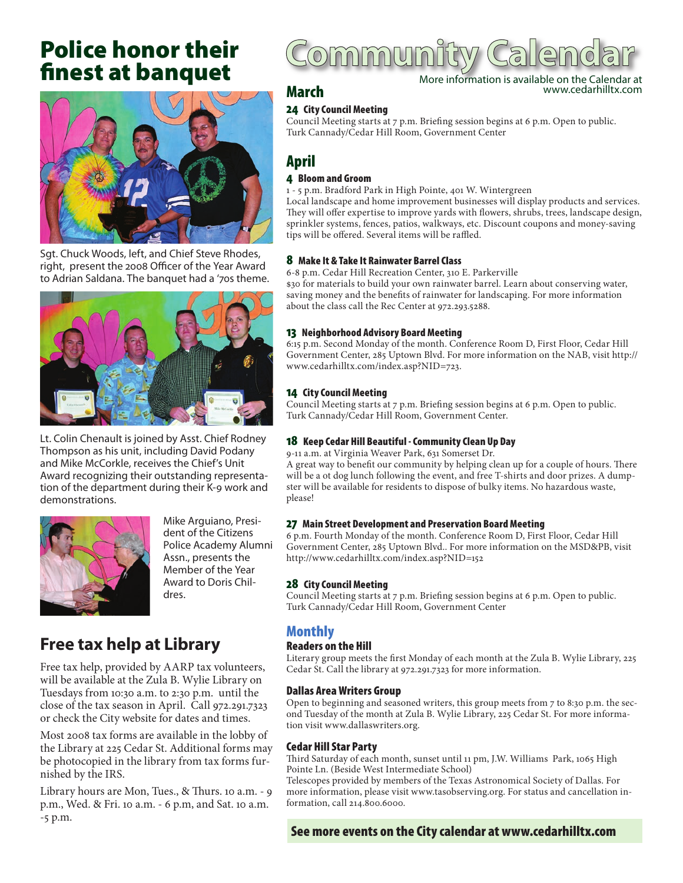# Police honor their finest at banquet

Sgt. Chuck Woods, left, and Chief Steve Rhodes, right, present the 2008 Officer of the Year Award to Adrian Saldana. The banquet had a '70s theme.

Lt. Colin Chenault is joined by Asst. Chief Rodney Thompson as his unit, including David Podany and Mike McCorkle, receives the Chief's Unit Award recognizing their outstanding representation of the department during their K-9 work and demonstrations.

Mike Arguiano, President of the Citizens Police Academy Alumni Assn., presents the Member of the Year Award to Doris Childres.

## Free tax help at Library

Free tax help, provided by AARP tax volunteers, will be available at the Zula B. Wylie Library on Tuesdays from 10:30 a.m. to 2:30 p.m. until the close of the tax season in April. Call 972.291.7323 or check the City website for dates and times.

Most 2008 tax forms are available in the lobby of the Library at 225 Cedar St. Additional forms may be photocopied in the library from tax forms furnished by the IRS.

Library hours are Mon, Tues., & Thurs. 10 a.m. - 9 p.m., Wed. & Fri. 10 a.m. - 6 p.m, and Sat. 10 a.m. -5 p.m.

# Community Calendar

More information is available on the Calendar at www.cedarhilltx.com

## March

### 24 City Council Meeting

Council Meeting starts at 7 p.m. Briefing session begins at 6 p.m. Open to public. Turk Cannady/Cedar Hill Room, Government Center

## April

### 4 Bloom and Groom

1 - 5 p.m. Bradford Park in High Pointe, 401 W. Wintergreen

Local landscape and home improvement businesses will display products and services. They will offer expertise to improve yards with flowers, shrubs, trees, landscape design, sprinkler systems, fences, patios, walkways, etc. Discount coupons and money-saving tips will be offered. Several items will be raffled.

### 8 Make It & Take It Rainwater Barrel Class

6-8 p.m. Cedar Hill Recreation Center, 310 E. Parkerville

$30 for materials to build your own rainwater barrel. Learn about conserving water, saving money and the benefits of rainwater for landscaping. For more information about the class call the Rec Center at 972.293.5288.

### 13 Neighborhood Advisory Board Meeting

6:15 p.m. Second Monday of the month. Conference Room D, First Floor, Cedar Hill Government Center, 285 Uptown Blvd. For more information on the NAB, visit http://www.cedarhilltx.com/index.asp?NID=723.

### 14 City Council Meeting

Council Meeting starts at 7 p.m. Briefing session begins at 6 p.m. Open to public. Turk Cannady/Cedar Hill Room, Government Center.

### 18 Keep Cedar Hill Beautiful - Community Clean Up Day

9-11 a.m. at Virginia Weaver Park, 631 Somerset Dr.

A great way to benefit our community by helping clean up for a couple of hours. There will be a ot dog lunch following the event, and free T-shirts and door prizes. A dumpster will be available for residents to dispose of bulky items. No hazardous waste, please!

### 27 Main Street Development and Preservation Board Meeting

6 p.m. Fourth Monday of the month. Conference Room D, First Floor, Cedar Hill Government Center, 285 Uptown Blvd.. For more information on the MSD&PB, visit http://www.cedarhilltx.com/index.asp?NID=152

### 28 City Council Meeting

Council Meeting starts at 7 p.m. Briefing session begins at 6 p.m. Open to public. Turk Cannady/Cedar Hill Room, Government Center

## Monthly

### Readers on the Hill

Literary group meets the first Monday of each month at the Zula B. Wylie Library, 225 Cedar St. Call the library at 972.291.7323 for more information.

### Dallas Area Writers Group

Open to beginning and seasoned writers, this group meets from 7 to 8:30 p.m. the second Tuesday of the month at Zula B. Wylie Library, 225 Cedar St. For more information visit www.dallaswriters.org.

### Cedar Hill Star Party

Third Saturday of each month, sunset until 11 pm, J.W. Williams Park, 1065 High Pointe Ln. (Beside West Intermediate School)

Telescopes provided by members of the Texas Astronomical Society of Dallas. For more information, please visit www.tasobserving.org. For status and cancellation information, call 214.800.6000.

**See more events on the City calendar at www.cedarhilltx.com**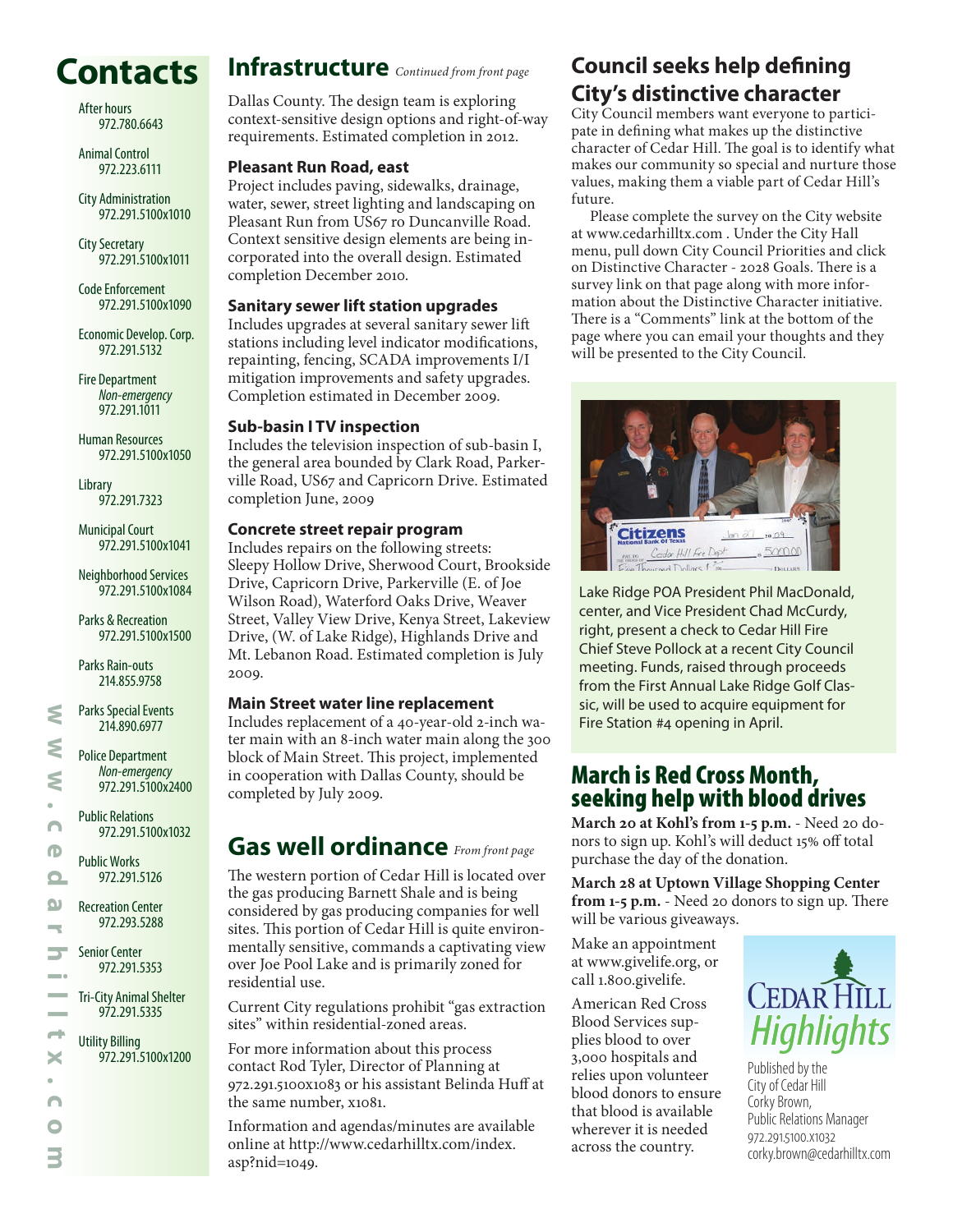# Contacts

After hours
972.780.6643

Animal Control
972.223.6111

City Administration
972.291.5100x1010

City Secretary
972.291.5100x1011

Code Enforcement
972.291.5100x1090

Economic Develop. Corp.
972.291.5132

Fire Department
*Non-emergency*
972.291.1011

Human Resources
972.291.5100x1050

Library
972.291.7323

Municipal Court
972.291.5100x1041

Neighborhood Services
972.291.5100x1084

Parks & Recreation
972.291.5100x1500

Parks Rain-outs
214.855.9758

Parks Special Events
214.890.6977

Police Department
*Non-emergency*
972.291.5100x2400

Public Relations
972.291.5100x1032

Public Works
972.291.5126

Recreation Center
972.293.5288

Senior Center
972.291.5353

Tri-City Animal Shelter
972.291.5335

Utility Billing
972.291.5100x1200

www.cedarhilltx.com

## Infrastructure *Continued from front page*

Dallas County. The design team is exploring context-sensitive design options and right-of-way requirements. Estimated completion in 2012.

### Pleasant Run Road, east

Project includes paving, sidewalks, drainage, water, sewer, street lighting and landscaping on Pleasant Run from US67 ro Duncanville Road. Context sensitive design elements are being incorporated into the overall design. Estimated completion December 2010.

### Sanitary sewer lift station upgrades

Includes upgrades at several sanitary sewer lift stations including level indicator modifications, repainting, fencing, SCADA improvements I/I mitigation improvements and safety upgrades. Completion estimated in December 2009.

### Sub-basin I TV inspection

Includes the television inspection of sub-basin I, the general area bounded by Clark Road, Parkerville Road, US67 and Capricorn Drive. Estimated completion June, 2009

### Concrete street repair program

Includes repairs on the following streets: Sleepy Hollow Drive, Sherwood Court, Brookside Drive, Capricorn Drive, Parkerville (E. of Joe Wilson Road), Waterford Oaks Drive, Weaver Street, Valley View Drive, Kenya Street, Lakeview Drive, (W. of Lake Ridge), Highlands Drive and Mt. Lebanon Road. Estimated completion is July 2009.

### Main Street water line replacement

Includes replacement of a 40-year-old 2-inch water main with an 8-inch water main along the 300 block of Main Street. This project, implemented in cooperation with Dallas County, should be completed by July 2009.

## Gas well ordinance *From front page*

The western portion of Cedar Hill is located over the gas producing Barnett Shale and is being considered by gas producing companies for well sites. This portion of Cedar Hill is quite environmentally sensitive, commands a captivating view over Joe Pool Lake and is primarily zoned for residential use.

Current City regulations prohibit "gas extraction sites" within residential-zoned areas.

For more information about this process contact Rod Tyler, Director of Planning at 972.291.5100x1083 or his assistant Belinda Huff at the same number, x1081.

Information and agendas/minutes are available online at http://www.cedarhilltx.com/index.asp?nid=1049.

## Council seeks help defining City's distinctive character

City Council members want everyone to participate in defining what makes up the distinctive character of Cedar Hill. The goal is to identify what makes our community so special and nurture those values, making them a viable part of Cedar Hill's future.

Please complete the survey on the City website at www.cedarhilltx.com . Under the City Hall menu, pull down City Council Priorities and click on Distinctive Character - 2028 Goals. There is a survey link on that page along with more information about the Distinctive Character initiative. There is a "Comments" link at the bottom of the page where you can email your thoughts and they will be presented to the City Council.

Lake Ridge POA President Phil MacDonald, center, and Vice President Chad McCurdy, right, present a check to Cedar Hill Fire Chief Steve Pollock at a recent City Council meeting. Funds, raised through proceeds from the First Annual Lake Ridge Golf Classic, will be used to acquire equipment for Fire Station #4 opening in April.

## March is Red Cross Month, seeking help with blood drives

**March 20 at Kohl's from 1-5 p.m.** - Need 20 donors to sign up. Kohl's will deduct 15% off total purchase the day of the donation.

**March 28 at Uptown Village Shopping Center from 1-5 p.m.** - Need 20 donors to sign up. There will be various giveaways.

Make an appointment at www.givelife.org, or call 1.800.givelife.

American Red Cross Blood Services supplies blood to over 3,000 hospitals and relies upon volunteer blood donors to ensure that blood is available wherever it is needed across the country.

CEDAR HILL *Highlights*

Published by the City of Cedar Hill
Corky Brown,
Public Relations Manager
972.291.5100.x1032
corky.brown@cedarhilltx.com